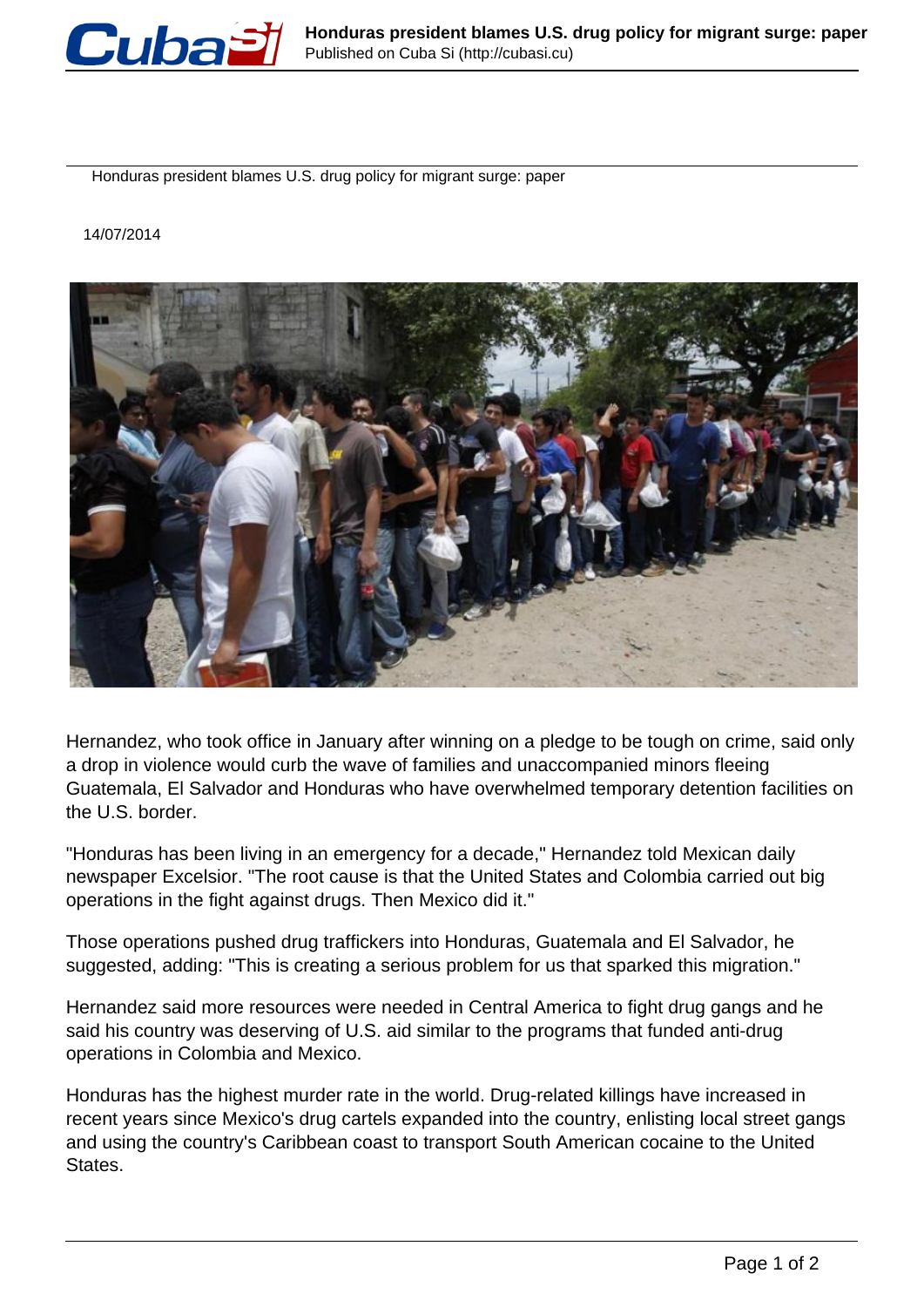Honduras president blames U.S. drug policy for migrant surge: paper

14/07/2014

Hernandez, who took office in January after winning on a pledge to be tough on crime, said only a drop in violence would curb the wave of families and unaccompanied minors fleeing Guatemala, El Salvador and Honduras who have overwhelmed temporary detention facilities on the U.S. border.

"Honduras has been living in an emergency for a decade," Hernandez told Mexican daily newspaper Excelsior. "The root cause is that the United States and Colombia carried out big operations in the fight against drugs. Then Mexico did it."

Those operations pushed drug traffickers into Honduras, Guatemala and El Salvador, he suggested, adding: "This is creating a serious problem for us that sparked this migration."

Hernandez said more resources were needed in Central America to fight drug gangs and he said his country was deserving of U.S. aid similar to the programs that funded anti-drug operations in Colombia and Mexico.

Honduras has the highest murder rate in the world. Drug-related killings have increased in recent years since Mexico's drug cartels expanded into the country, enlisting local street gangs and using the country's Caribbean coast to transport South American cocaine to the United States.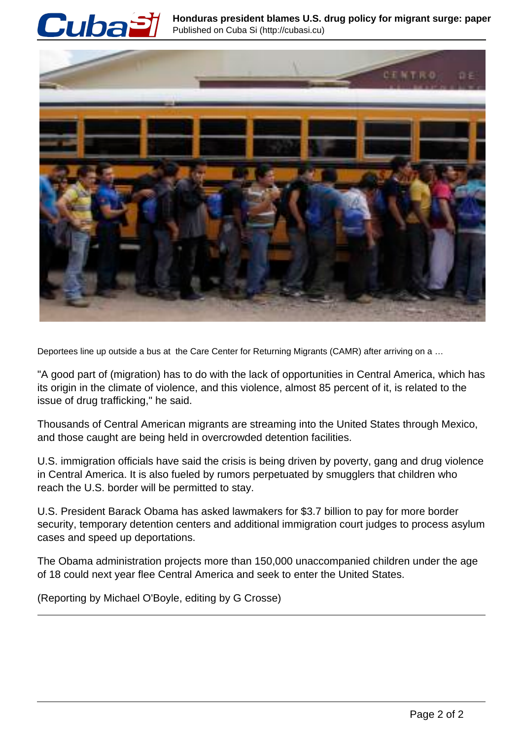Deportees line up outside a bus at the Care Center for Returning Migrants (CAMR) after arriving on a …

"A good part of (migration) has to do with the lack of opportunities in Central America, which has its origin in the climate of violence, and this violence, almost 85 percent of it, is related to the issue of drug trafficking," he said.

Thousands of Central American migrants are streaming into the United States through Mexico, and those caught are being held in overcrowded detention facilities.

U.S. immigration officials have said the crisis is being driven by poverty, gang and drug violence in Central America. It is also fueled by rumors perpetuated by smugglers that children who reach the U.S. border will be permitted to stay.

U.S. President Barack Obama has asked lawmakers for $3.7 billion to pay for more border security, temporary detention centers and additional immigration court judges to process asylum cases and speed up deportations.

The Obama administration projects more than 150,000 unaccompanied children under the age of 18 could next year flee Central America and seek to enter the United States.

(Reporting by Michael O'Boyle, editing by G Crosse)